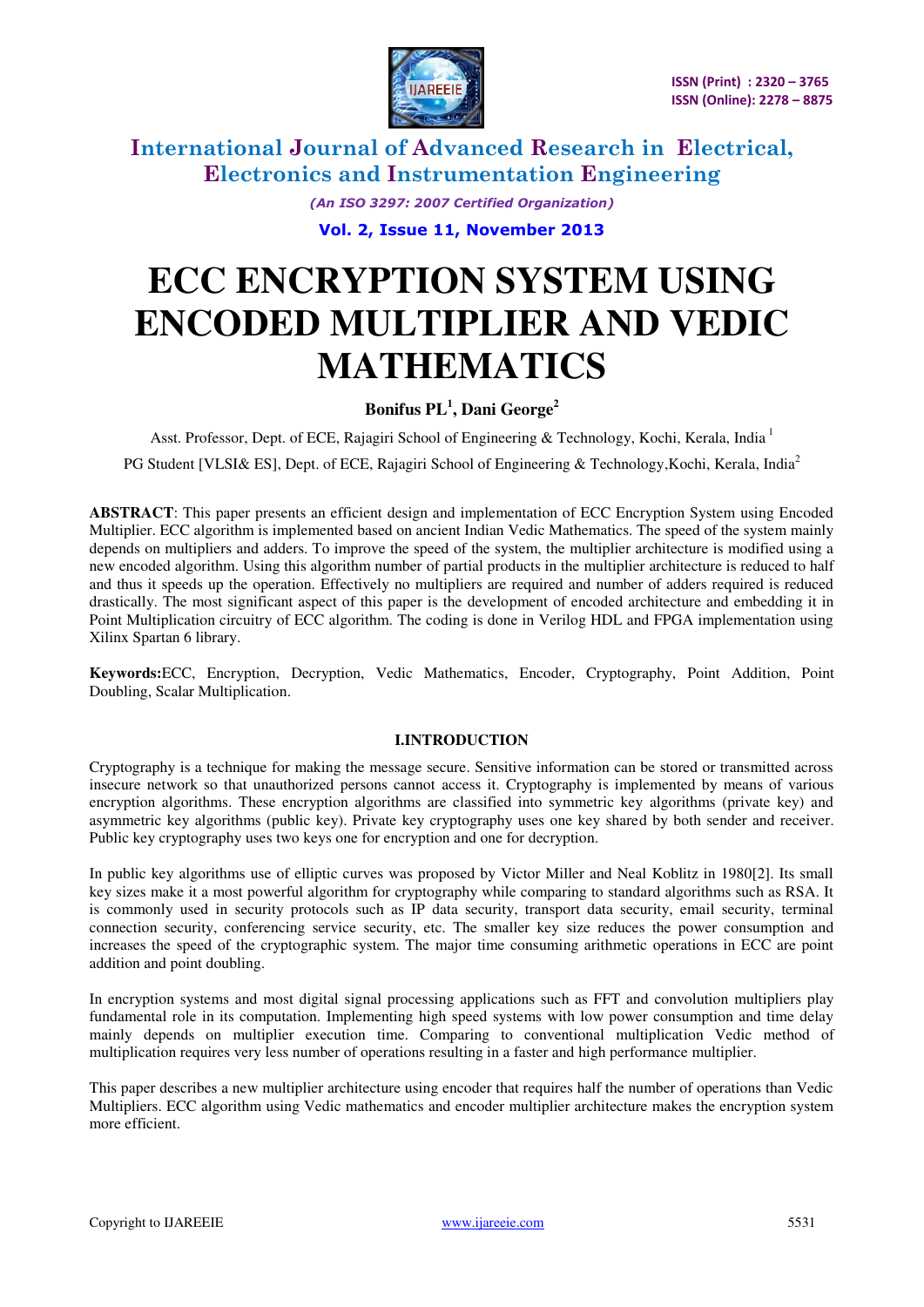# ECC ENCRYPTION SYSTEM USING ENCODED MULTIPLIER AND VEDIC MATHEMATICS

**Bonifus PL[1], Dani George[2]**

Asst. Professor, Dept. of ECE, Rajagiri School of Engineering & Technology, Kochi, Kerala, India [1]

PG Student [VLSI& ES], Dept. of ECE, Rajagiri School of Engineering & Technology,Kochi, Kerala, India[2]

**ABSTRACT**: This paper presents an efficient design and implementation of ECC Encryption System using Encoded Multiplier. ECC algorithm is implemented based on ancient Indian Vedic Mathematics. The speed of the system mainly depends on multipliers and adders. To improve the speed of the system, the multiplier architecture is modified using a new encoded algorithm. Using this algorithm number of partial products in the multiplier architecture is reduced to half and thus it speeds up the operation. Effectively no multipliers are required and number of adders required is reduced drastically. The most significant aspect of this paper is the development of encoded architecture and embedding it in Point Multiplication circuitry of ECC algorithm. The coding is done in Verilog HDL and FPGA implementation using Xilinx Spartan 6 library.

**Keywords:**ECC, Encryption, Decryption, Vedic Mathematics, Encoder, Cryptography, Point Addition, Point Doubling, Scalar Multiplication.

## I.INTRODUCTION

Cryptography is a technique for making the message secure. Sensitive information can be stored or transmitted across insecure network so that unauthorized persons cannot access it. Cryptography is implemented by means of various encryption algorithms. These encryption algorithms are classified into symmetric key algorithms (private key) and asymmetric key algorithms (public key). Private key cryptography uses one key shared by both sender and receiver. Public key cryptography uses two keys one for encryption and one for decryption.

In public key algorithms use of elliptic curves was proposed by Victor Miller and Neal Koblitz in 1980[2]. Its small key sizes make it a most powerful algorithm for cryptography while comparing to standard algorithms such as RSA. It is commonly used in security protocols such as IP data security, transport data security, email security, terminal connection security, conferencing service security, etc. The smaller key size reduces the power consumption and increases the speed of the cryptographic system. The major time consuming arithmetic operations in ECC are point addition and point doubling.

In encryption systems and most digital signal processing applications such as FFT and convolution multipliers play fundamental role in its computation. Implementing high speed systems with low power consumption and time delay mainly depends on multiplier execution time. Comparing to conventional multiplication Vedic method of multiplication requires very less number of operations resulting in a faster and high performance multiplier.

This paper describes a new multiplier architecture using encoder that requires half the number of operations than Vedic Multipliers. ECC algorithm using Vedic mathematics and encoder multiplier architecture makes the encryption system more efficient.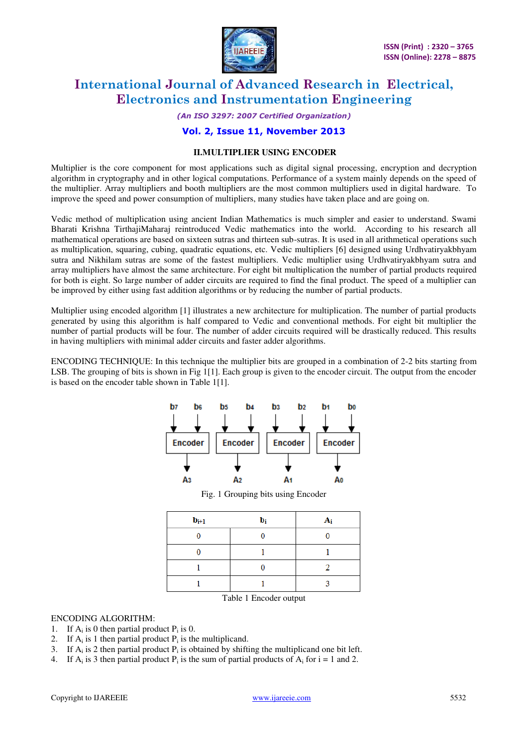## II.MULTIPLIER USING ENCODER

Multiplier is the core component for most applications such as digital signal processing, encryption and decryption algorithm in cryptography and in other logical computations. Performance of a system mainly depends on the speed of the multiplier. Array multipliers and booth multipliers are the most common multipliers used in digital hardware. To improve the speed and power consumption of multipliers, many studies have taken place and are going on.

Vedic method of multiplication using ancient Indian Mathematics is much simpler and easier to understand. Swami Bharati Krishna TirthajiMaharaj reintroduced Vedic mathematics into the world. According to his research all mathematical operations are based on sixteen sutras and thirteen sub-sutras. It is used in all arithmetical operations such as multiplication, squaring, cubing, quadratic equations, etc. Vedic multipliers [6] designed using Urdhvatiryakbhyam sutra and Nikhilam sutras are some of the fastest multipliers. Vedic multiplier using Urdhvatiryakbhyam sutra and array multipliers have almost the same architecture. For eight bit multiplication the number of partial products required for both is eight. So large number of adder circuits are required to find the final product. The speed of a multiplier can be improved by either using fast addition algorithms or by reducing the number of partial products.

Multiplier using encoded algorithm [1] illustrates a new architecture for multiplication. The number of partial products generated by using this algorithm is half compared to Vedic and conventional methods. For eight bit multiplier the number of partial products will be four. The number of adder circuits required will be drastically reduced. This results in having multipliers with minimal adder circuits and faster adder algorithms.

ENCODING TECHNIQUE: In this technique the multiplier bits are grouped in a combination of 2-2 bits starting from LSB. The grouping of bits is shown in Fig 1[1]. Each group is given to the encoder circuit. The output from the encoder is based on the encoder table shown in Table 1[1].

$b_7$ $b_6$ → Encoder → $A_3$; $b_5$ $b_4$ → Encoder → $A_2$; $b_3$ $b_2$ → Encoder → $A_1$; $b_1$ $b_0$ → Encoder → $A_0$

Fig. 1 Grouping bits using Encoder

| $b_{i+1}$ | $b_i$ | $A_i$ |
|---|---|---|
| 0 | 0 | 0 |
| 0 | 1 | 1 |
| 1 | 0 | 2 |
| 1 | 1 | 3 |

Table 1 Encoder output

ENCODING ALGORITHM:

1. If $A_i$ is 0 then partial product $P_i$ is 0.
2. If $A_i$ is 1 then partial product $P_i$ is the multiplicand.
3. If $A_i$ is 2 then partial product $P_i$ is obtained by shifting the multiplicand one bit left.
4. If $A_i$ is 3 then partial product $P_i$ is the sum of partial products of $A_i$ for i = 1 and 2.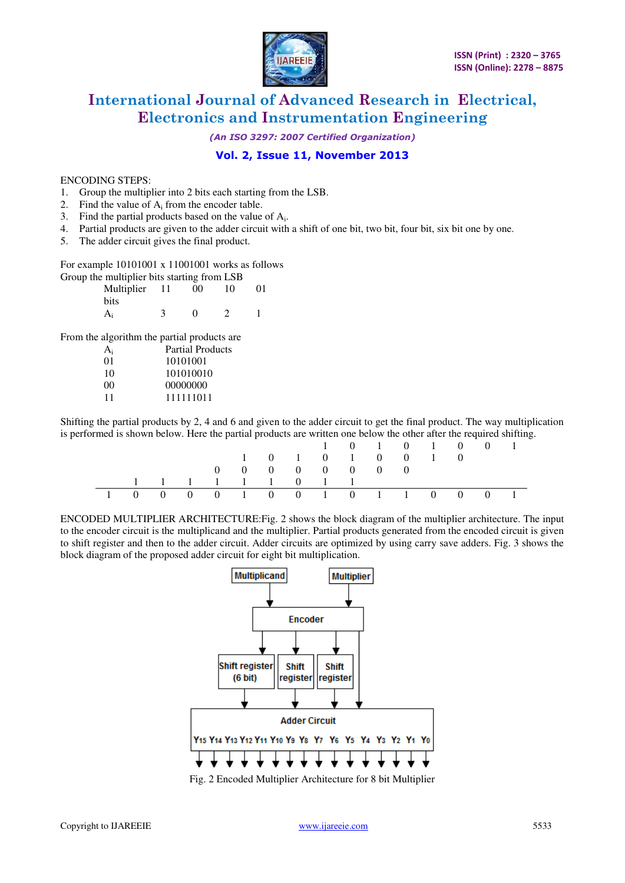ENCODING STEPS:

1. Group the multiplier into 2 bits each starting from the LSB.
2. Find the value of $A_i$ from the encoder table.
3. Find the partial products based on the value of $A_i$.
4. Partial products are given to the adder circuit with a shift of one bit, two bit, four bit, six bit one by one.
5. The adder circuit gives the final product.

For example 10101001 x 11001001 works as follows

Group the multiplier bits starting from LSB

| | | | | |
|---|---|---|---|---|
| Multiplier bits | 11 | 00 | 10 | 01 |
| $A_i$ | 3 | 0 | 2 | 1 |

From the algorithm the partial products are

| $A_i$ | Partial Products |
|---|---|
| 01 | 10101001 |
| 10 | 101010010 |
| 00 | 00000000 |
| 11 | 111111011 |

Shifting the partial products by 2, 4 and 6 and given to the adder circuit to get the final product. The way multiplication is performed is shown below. Here the partial products are written one below the other after the required shifting.

| | | | | | | | | | | | | | | | |
|---|---|---|---|---|---|---|---|---|---|---|---|---|---|---|---|
| | | | | | | | | 1 | 0 | 1 | 0 | 1 | 0 | 0 | 1 |
| | | | | | 1 | 0 | 1 | 0 | 1 | 0 | 0 | 1 | 0 | | |
| | | | | 0 | 0 | 0 | 0 | 0 | 0 | 0 | 0 | | | | |
| | 1 | 1 | 1 | 1 | 1 | 1 | 0 | 1 | 1 | | | | | | |
| 1 | 0 | 0 | 0 | 0 | 1 | 0 | 0 | 1 | 0 | 1 | 1 | 0 | 0 | 0 | 1 |

ENCODED MULTIPLIER ARCHITECTURE:Fig. 2 shows the block diagram of the multiplier architecture. The input to the encoder circuit is the multiplicand and the multiplier. Partial products generated from the encoded circuit is given to shift register and then to the adder circuit. Adder circuits are optimized by using carry save adders. Fig. 3 shows the block diagram of the proposed adder circuit for eight bit multiplication.

Fig. 2 Encoded Multiplier Architecture for 8 bit Multiplier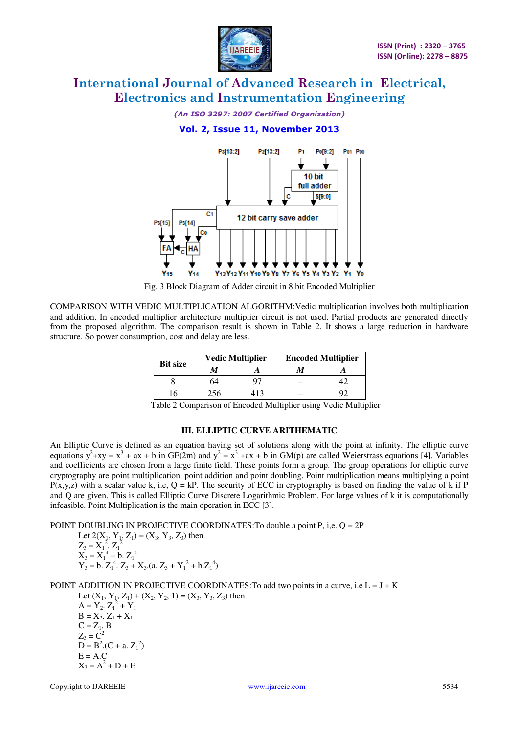Fig. 3 Block Diagram of Adder circuit in 8 bit Encoded Multiplier

COMPARISON WITH VEDIC MULTIPLICATION ALGORITHM:Vedic multiplication involves both multiplication and addition. In encoded multiplier architecture multiplier circuit is not used. Partial products are generated directly from the proposed algorithm. The comparison result is shown in Table 2. It shows a large reduction in hardware structure. So power consumption, cost and delay are less.

| Bit size | Vedic Multiplier | | Encoded Multiplier | |
|---|---|---|---|---|
| | *M* | *A* | *M* | *A* |
| 8 | 64 | 97 | – | 42 |
| 16 | 256 | 413 | – | 92 |

Table 2 Comparison of Encoded Multiplier using Vedic Multiplier

## III. ELLIPTIC CURVE ARITHEMATIC

An Elliptic Curve is defined as an equation having set of solutions along with the point at infinity. The elliptic curve equations $y^2+xy = x^3 + ax + b$ in GF(2m) and $y^2 = x^3 +ax + b$ in GM(p) are called Weierstrass equations [4]. Variables and coefficients are chosen from a large finite field. These points form a group. The group operations for elliptic curve cryptography are point multiplication, point addition and point doubling. Point multiplication means multiplying a point P(x,y,z) with a scalar value k, i.e, Q = kP. The security of ECC in cryptography is based on finding the value of k if P and Q are given. This is called Elliptic Curve Discrete Logarithmic Problem. For large values of k it is computationally infeasible. Point Multiplication is the main operation in ECC [3].

POINT DOUBLING IN PROJECTIVE COORDINATES:To double a point P, i,e. Q = 2P

Let $2(X_1, Y_1, Z_1) = (X_3, Y_3, Z_3)$ then

$Z_3 = X_1^2 . Z_1^2$

$X_3 = X_1^4 + b. Z_1^4$

$Y_3 = b. Z_1^4. Z_3 + X_3.(a. Z_3 + Y_1^2 + b.Z_1^4)$

POINT ADDITION IN PROJECTIVE COORDINATES:To add two points in a curve, i.e L = J + K

Let $(X_1, Y_1, Z_1) + (X_2, Y_2, 1) = (X_3, Y_3, Z_3)$ then

$A = Y_2. Z_1^2 + Y_1$

$B = X_2. Z_1 + X_1$

$C = Z_1. B$

$Z_3 = C^2$

$D = B^2.(C + a. Z_1^2)$

$E = A.C$

$X_3 = A^2 + D + E$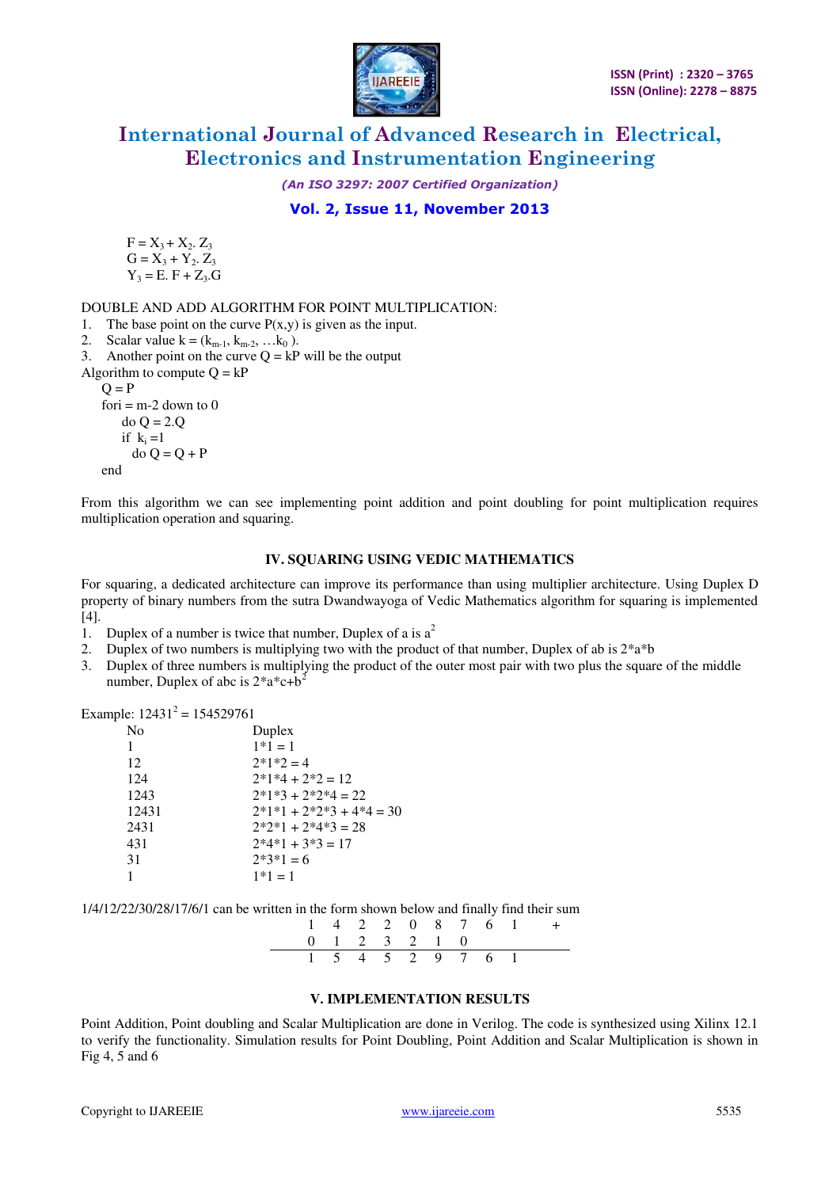$F = X_3 + X_2 . Z_3$
$G = X_3 + Y_2 . Z_3$
$Y_3 = E. F + Z_3.G$

DOUBLE AND ADD ALGORITHM FOR POINT MULTIPLICATION:

1. The base point on the curve P(x,y) is given as the input.
2. Scalar value $k = (k_{m-1}, k_{m-2}, \ldots k_0)$.
3. Another point on the curve Q = kP will be the output

Algorithm to compute Q = kP

```
Q = P
fori = m-2 down to 0
    do Q = 2.Q
    if  k_i =1
      do Q = Q + P
end
```

From this algorithm we can see implementing point addition and point doubling for point multiplication requires multiplication operation and squaring.

## IV. SQUARING USING VEDIC MATHEMATICS

For squaring, a dedicated architecture can improve its performance than using multiplier architecture. Using Duplex D property of binary numbers from the sutra Dwandwayoga of Vedic Mathematics algorithm for squaring is implemented [4].

1. Duplex of a number is twice that number, Duplex of a is $a^2$
2. Duplex of two numbers is multiplying two with the product of that number, Duplex of ab is 2*a*b
3. Duplex of three numbers is multiplying the product of the outer most pair with two plus the square of the middle number, Duplex of abc is $2*a*c+b^2$

Example: $12431^2 = 154529761$

| No | Duplex |
|---|---|
| 1 | 1*1 = 1 |
| 12 | 2*1*2 = 4 |
| 124 | 2*1*4 + 2*2 = 12 |
| 1243 | 2*1*3 + 2*2*4 = 22 |
| 12431 | 2*1*1 + 2*2*3 + 4*4 = 30 |
| 2431 | 2*2*1 + 2*4*3 = 28 |
| 431 | 2*4*1 + 3*3 = 17 |
| 31 | 2*3*1 = 6 |
| 1 | 1*1 = 1 |

1/4/12/22/30/28/17/6/1 can be written in the form shown below and finally find their sum

```
  1   4   2   2   0   8   7   6   1     +
  0   1   2   3   2   1   0
-------------------------------------
  1   5   4   5   2   9   7   6   1
```

## V. IMPLEMENTATION RESULTS

Point Addition, Point doubling and Scalar Multiplication are done in Verilog. The code is synthesized using Xilinx 12.1 to verify the functionality. Simulation results for Point Doubling, Point Addition and Scalar Multiplication is shown in Fig 4, 5 and 6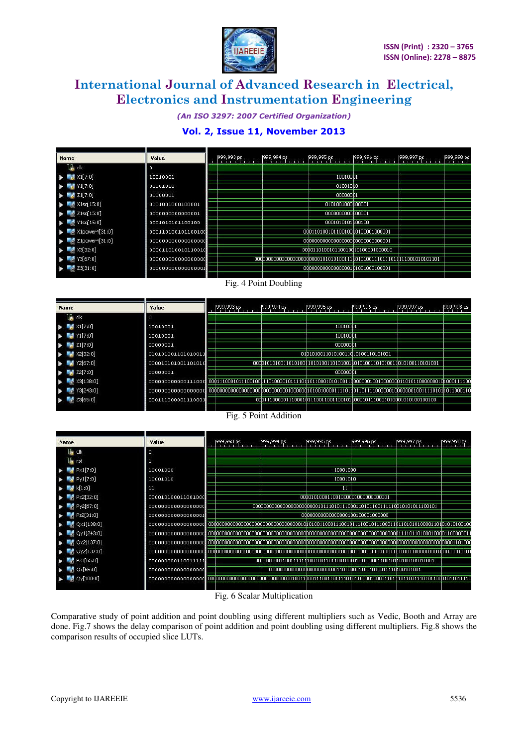Fig. 4 Point Doubling

Fig. 5 Point Addition

Fig. 6 Scalar Multiplication

Comparative study of point addition and point doubling using different multipliers such as Vedic, Booth and Array are done. Fig.7 shows the delay comparison of point addition and point doubling using different multipliers. Fig.8 shows the comparison results of occupied slice LUTs.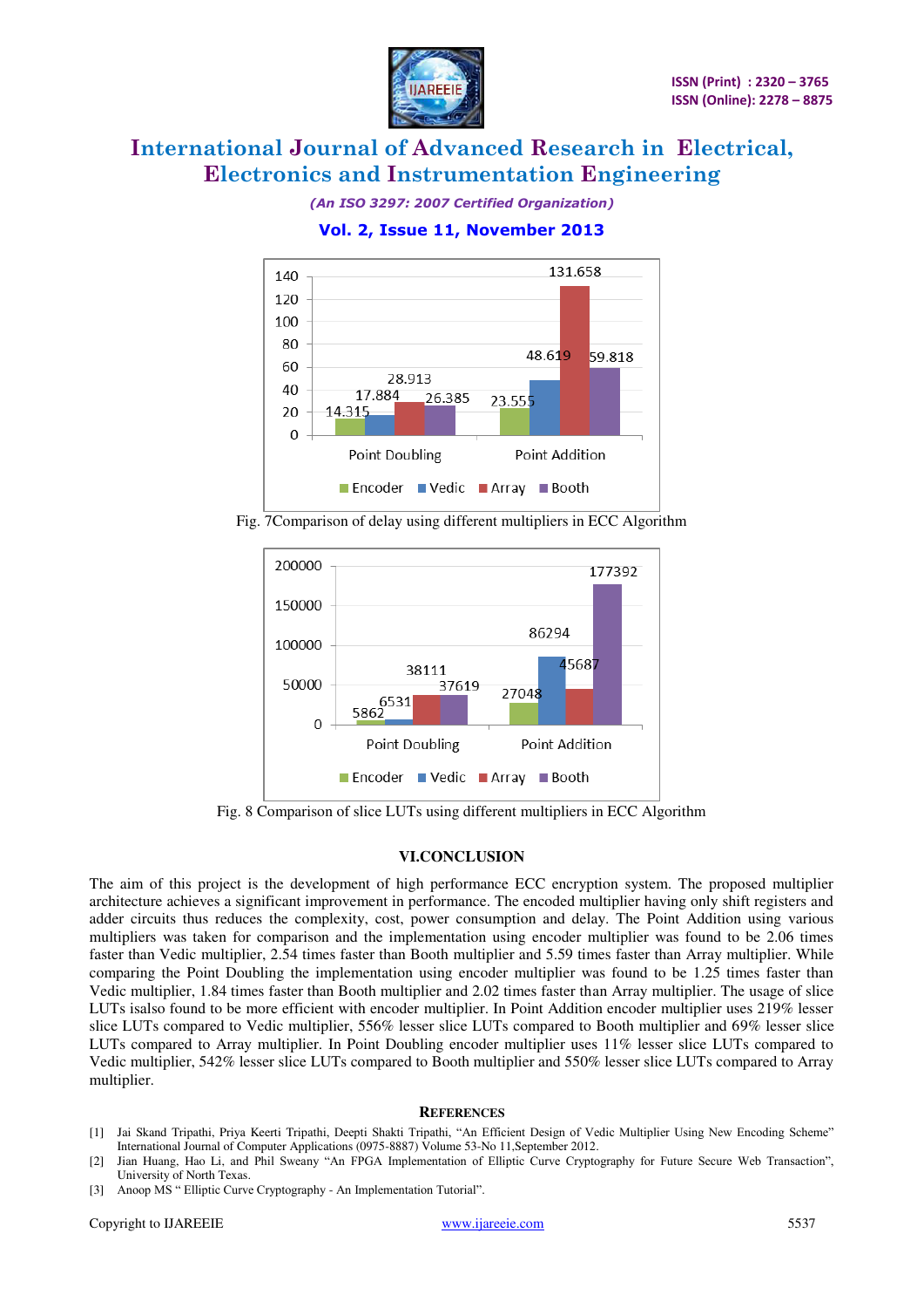Fig. 7Comparison of delay using different multipliers in ECC Algorithm

Fig. 8 Comparison of slice LUTs using different multipliers in ECC Algorithm

## VI.CONCLUSION

The aim of this project is the development of high performance ECC encryption system. The proposed multiplier architecture achieves a significant improvement in performance. The encoded multiplier having only shift registers and adder circuits thus reduces the complexity, cost, power consumption and delay. The Point Addition using various multipliers was taken for comparison and the implementation using encoder multiplier was found to be 2.06 times faster than Vedic multiplier, 2.54 times faster than Booth multiplier and 5.59 times faster than Array multiplier. While comparing the Point Doubling the implementation using encoder multiplier was found to be 1.25 times faster than Vedic multiplier, 1.84 times faster than Booth multiplier and 2.02 times faster than Array multiplier. The usage of slice LUTs isalso found to be more efficient with encoder multiplier. In Point Addition encoder multiplier uses 219% lesser slice LUTs compared to Vedic multiplier, 556% lesser slice LUTs compared to Booth multiplier and 69% lesser slice LUTs compared to Array multiplier. In Point Doubling encoder multiplier uses 11% lesser slice LUTs compared to Vedic multiplier, 542% lesser slice LUTs compared to Booth multiplier and 550% lesser slice LUTs compared to Array multiplier.

## REFERENCES

[1] Jai Skand Tripathi, Priya Keerti Tripathi, Deepti Shakti Tripathi, "An Efficient Design of Vedic Multiplier Using New Encoding Scheme" International Journal of Computer Applications (0975-8887) Volume 53-No 11,September 2012.

[2] Jian Huang, Hao Li, and Phil Sweany "An FPGA Implementation of Elliptic Curve Cryptography for Future Secure Web Transaction", University of North Texas.

[3] Anoop MS " Elliptic Curve Cryptography - An Implementation Tutorial".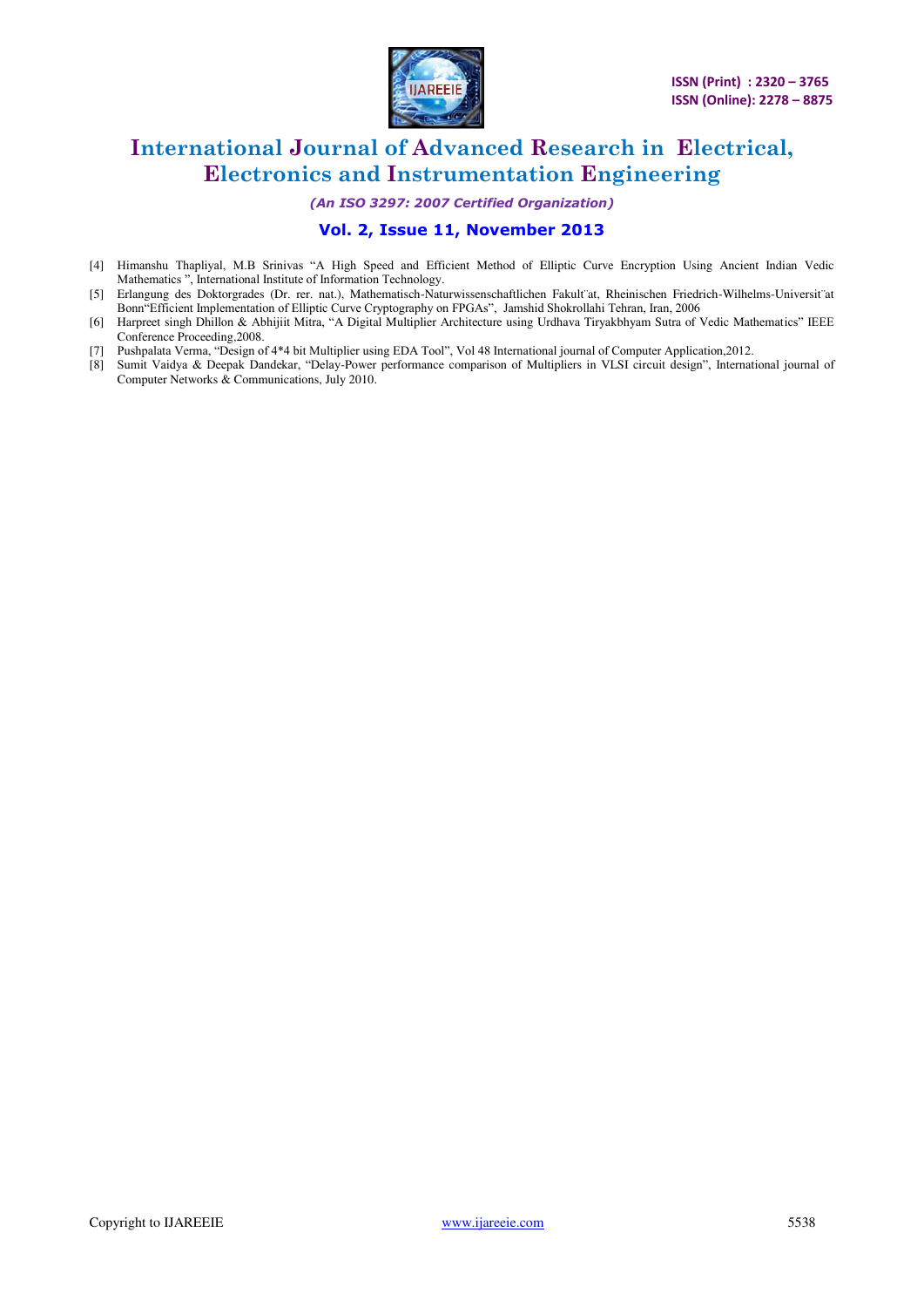[4] Himanshu Thapliyal, M.B Srinivas "A High Speed and Efficient Method of Elliptic Curve Encryption Using Ancient Indian Vedic Mathematics ", International Institute of Information Technology.

[5] Erlangung des Doktorgrades (Dr. rer. nat.), Mathematisch-Naturwissenschaftlichen Fakult¨at, Rheinischen Friedrich-Wilhelms-Universit¨at Bonn"Efficient Implementation of Elliptic Curve Cryptography on FPGAs", Jamshid Shokrollahi Tehran, Iran, 2006

[6] Harpreet singh Dhillon & Abhijiit Mitra, "A Digital Multiplier Architecture using Urdhava Tiryakbhyam Sutra of Vedic Mathematics" IEEE Conference Proceeding,2008.

[7] Pushpalata Verma, "Design of 4*4 bit Multiplier using EDA Tool", Vol 48 International journal of Computer Application,2012.

[8] Sumit Vaidya & Deepak Dandekar, "Delay-Power performance comparison of Multipliers in VLSI circuit design", International journal of Computer Networks & Communications, July 2010.